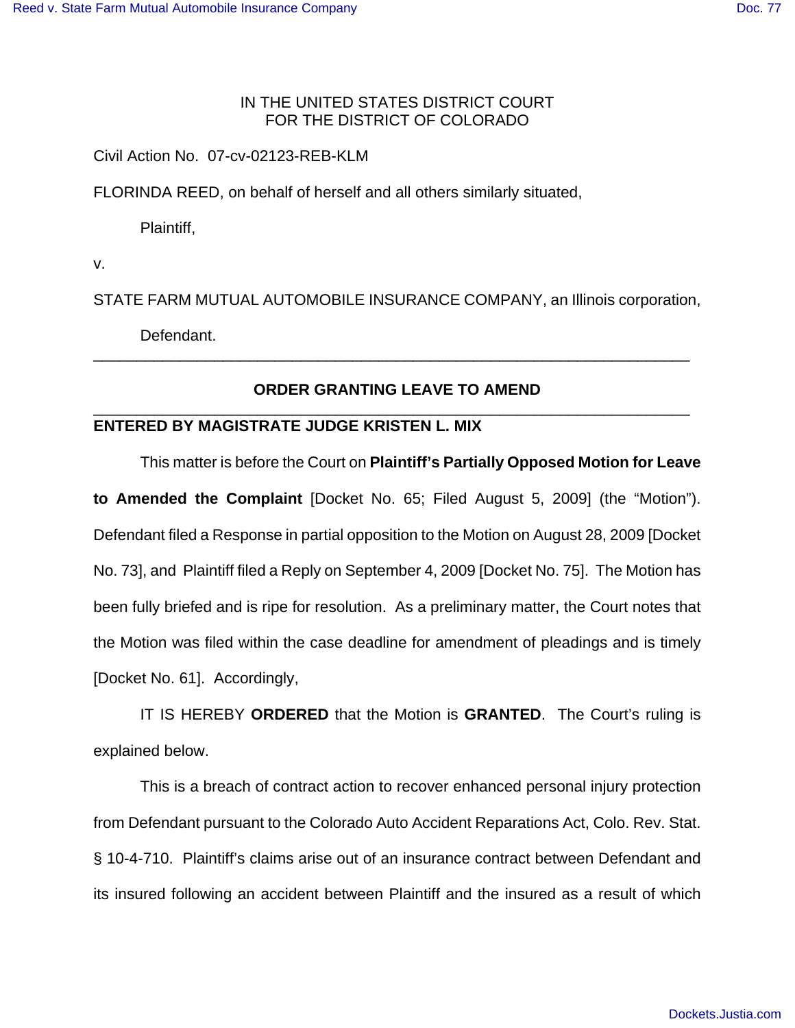IN THE UNITED STATES DISTRICT COURT
FOR THE DISTRICT OF COLORADO

Civil Action No. 07-cv-02123-REB-KLM

FLORINDA REED, on behalf of herself and all others similarly situated,

Plaintiff,

v.

STATE FARM MUTUAL AUTOMOBILE INSURANCE COMPANY, an Illinois corporation,

Defendant.

---

## ORDER GRANTING LEAVE TO AMEND

---

**ENTERED BY MAGISTRATE JUDGE KRISTEN L. MIX**

This matter is before the Court on **Plaintiff's Partially Opposed Motion for Leave to Amended the Complaint** [Docket No. 65; Filed August 5, 2009] (the "Motion"). Defendant filed a Response in partial opposition to the Motion on August 28, 2009 [Docket No. 73], and Plaintiff filed a Reply on September 4, 2009 [Docket No. 75]. The Motion has been fully briefed and is ripe for resolution. As a preliminary matter, the Court notes that the Motion was filed within the case deadline for amendment of pleadings and is timely [Docket No. 61]. Accordingly,

IT IS HEREBY **ORDERED** that the Motion is **GRANTED**. The Court's ruling is explained below.

This is a breach of contract action to recover enhanced personal injury protection from Defendant pursuant to the Colorado Auto Accident Reparations Act, Colo. Rev. Stat. § 10-4-710. Plaintiff's claims arise out of an insurance contract between Defendant and its insured following an accident between Plaintiff and the insured as a result of which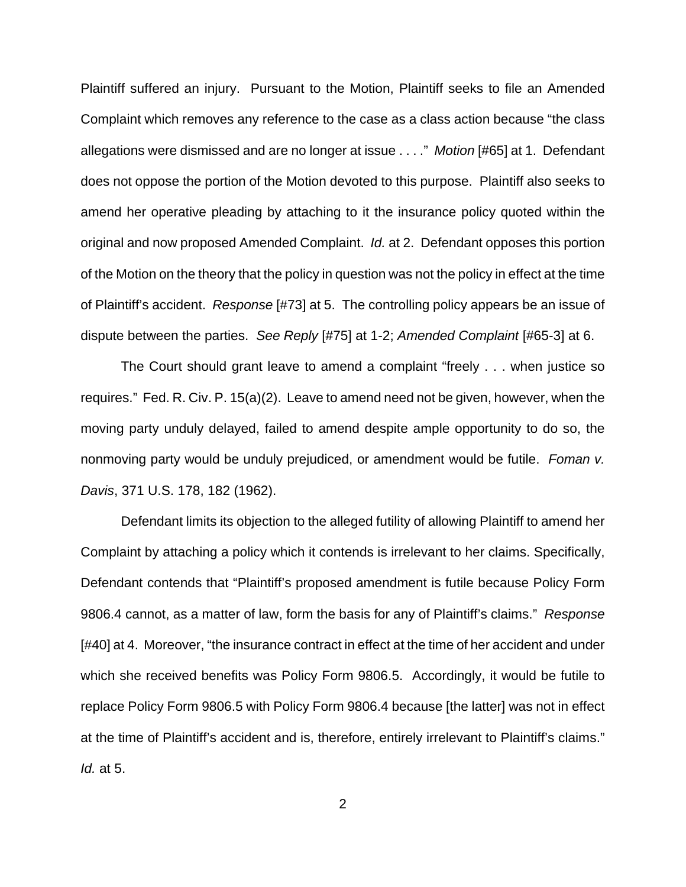Plaintiff suffered an injury. Pursuant to the Motion, Plaintiff seeks to file an Amended Complaint which removes any reference to the case as a class action because "the class allegations were dismissed and are no longer at issue . . . ." *Motion* [#65] at 1. Defendant does not oppose the portion of the Motion devoted to this purpose. Plaintiff also seeks to amend her operative pleading by attaching to it the insurance policy quoted within the original and now proposed Amended Complaint. *Id.* at 2. Defendant opposes this portion of the Motion on the theory that the policy in question was not the policy in effect at the time of Plaintiff's accident. *Response* [#73] at 5. The controlling policy appears be an issue of dispute between the parties. *See Reply* [#75] at 1-2; *Amended Complaint* [#65-3] at 6.

The Court should grant leave to amend a complaint "freely . . . when justice so requires." Fed. R. Civ. P. 15(a)(2). Leave to amend need not be given, however, when the moving party unduly delayed, failed to amend despite ample opportunity to do so, the nonmoving party would be unduly prejudiced, or amendment would be futile. *Foman v. Davis*, 371 U.S. 178, 182 (1962).

Defendant limits its objection to the alleged futility of allowing Plaintiff to amend her Complaint by attaching a policy which it contends is irrelevant to her claims. Specifically, Defendant contends that "Plaintiff's proposed amendment is futile because Policy Form 9806.4 cannot, as a matter of law, form the basis for any of Plaintiff's claims." *Response* [#40] at 4. Moreover, "the insurance contract in effect at the time of her accident and under which she received benefits was Policy Form 9806.5. Accordingly, it would be futile to replace Policy Form 9806.5 with Policy Form 9806.4 because [the latter] was not in effect at the time of Plaintiff's accident and is, therefore, entirely irrelevant to Plaintiff's claims." *Id.* at 5.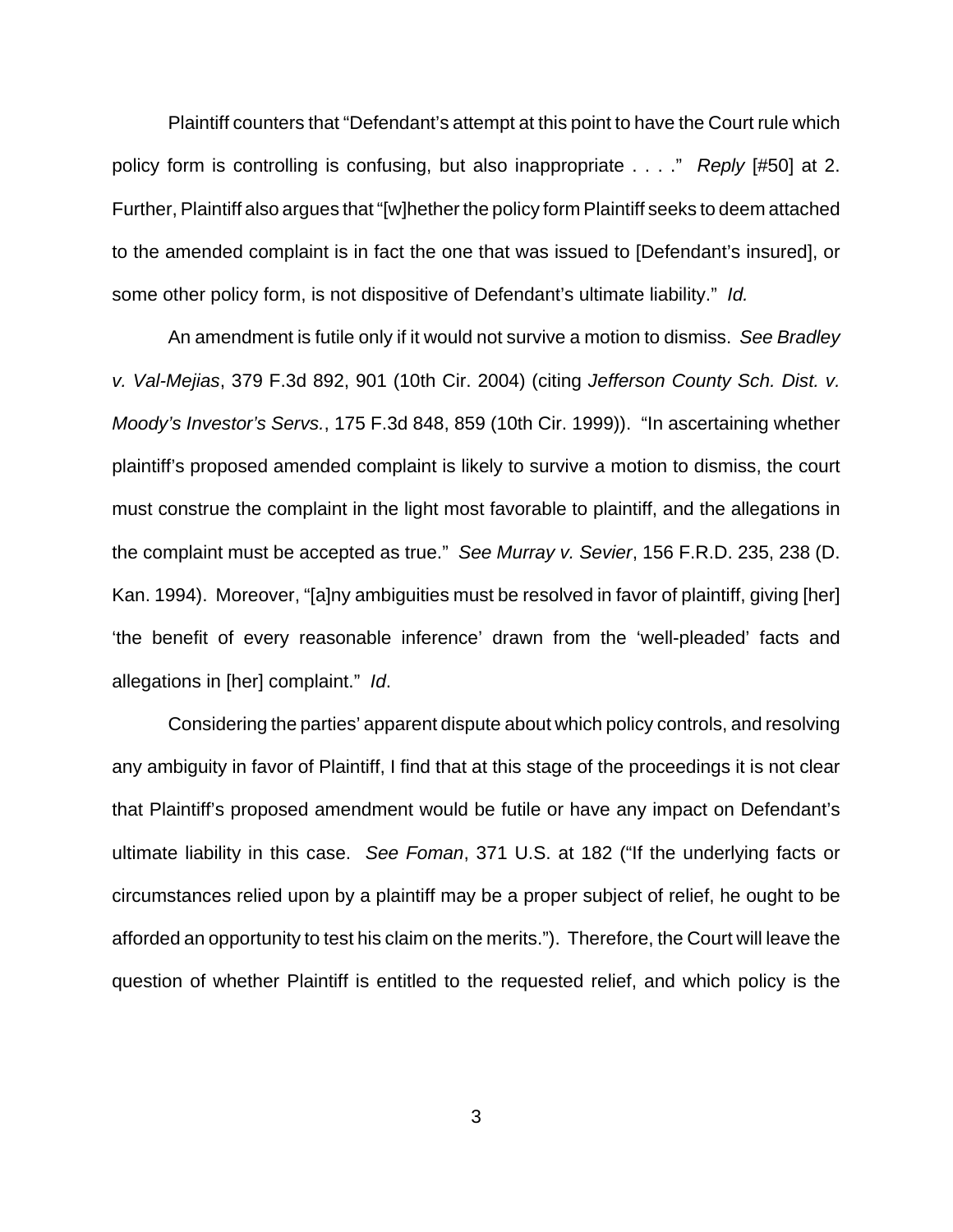Plaintiff counters that "Defendant's attempt at this point to have the Court rule which policy form is controlling is confusing, but also inappropriate . . . ." *Reply* [#50] at 2. Further, Plaintiff also argues that "[w]hether the policy form Plaintiff seeks to deem attached to the amended complaint is in fact the one that was issued to [Defendant's insured], or some other policy form, is not dispositive of Defendant's ultimate liability." *Id.*

An amendment is futile only if it would not survive a motion to dismiss. *See Bradley v. Val-Mejias*, 379 F.3d 892, 901 (10th Cir. 2004) (citing *Jefferson County Sch. Dist. v. Moody's Investor's Servs.*, 175 F.3d 848, 859 (10th Cir. 1999)). "In ascertaining whether plaintiff's proposed amended complaint is likely to survive a motion to dismiss, the court must construe the complaint in the light most favorable to plaintiff, and the allegations in the complaint must be accepted as true." *See Murray v. Sevier*, 156 F.R.D. 235, 238 (D. Kan. 1994). Moreover, "[a]ny ambiguities must be resolved in favor of plaintiff, giving [her] 'the benefit of every reasonable inference' drawn from the 'well-pleaded' facts and allegations in [her] complaint." *Id*.

Considering the parties' apparent dispute about which policy controls, and resolving any ambiguity in favor of Plaintiff, I find that at this stage of the proceedings it is not clear that Plaintiff's proposed amendment would be futile or have any impact on Defendant's ultimate liability in this case. *See Foman*, 371 U.S. at 182 ("If the underlying facts or circumstances relied upon by a plaintiff may be a proper subject of relief, he ought to be afforded an opportunity to test his claim on the merits."). Therefore, the Court will leave the question of whether Plaintiff is entitled to the requested relief, and which policy is the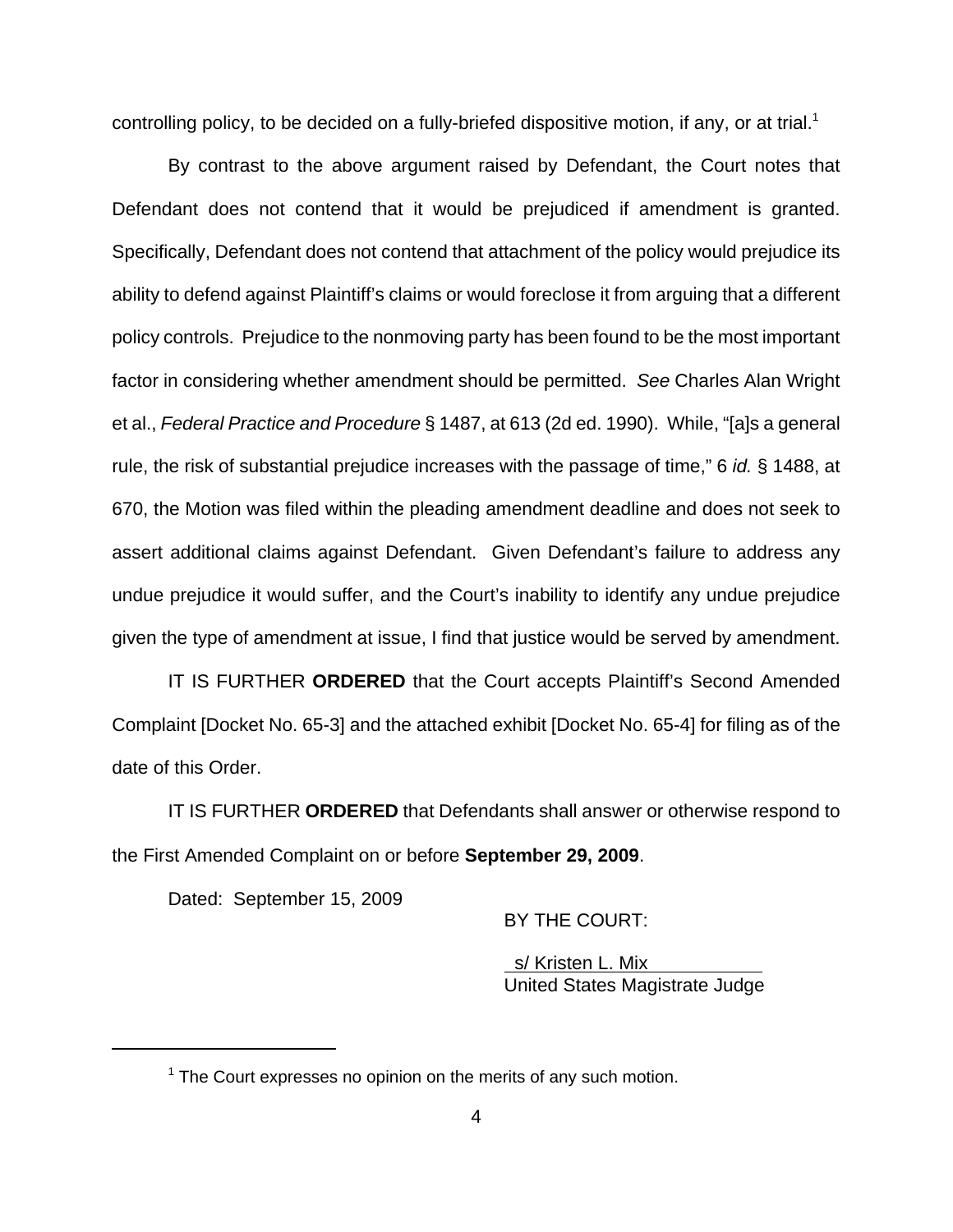controlling policy, to be decided on a fully-briefed dispositive motion, if any, or at trial.[1]

By contrast to the above argument raised by Defendant, the Court notes that Defendant does not contend that it would be prejudiced if amendment is granted. Specifically, Defendant does not contend that attachment of the policy would prejudice its ability to defend against Plaintiff's claims or would foreclose it from arguing that a different policy controls. Prejudice to the nonmoving party has been found to be the most important factor in considering whether amendment should be permitted. *See* Charles Alan Wright et al., *Federal Practice and Procedure* § 1487, at 613 (2d ed. 1990). While, "[a]s a general rule, the risk of substantial prejudice increases with the passage of time," 6 *id.* § 1488, at 670, the Motion was filed within the pleading amendment deadline and does not seek to assert additional claims against Defendant. Given Defendant's failure to address any undue prejudice it would suffer, and the Court's inability to identify any undue prejudice given the type of amendment at issue, I find that justice would be served by amendment.

IT IS FURTHER **ORDERED** that the Court accepts Plaintiff's Second Amended Complaint [Docket No. 65-3] and the attached exhibit [Docket No. 65-4] for filing as of the date of this Order.

IT IS FURTHER **ORDERED** that Defendants shall answer or otherwise respond to the First Amended Complaint on or before **September 29, 2009**.

Dated: September 15, 2009

BY THE COURT:

s/ Kristen L. Mix
United States Magistrate Judge

[1] The Court expresses no opinion on the merits of any such motion.